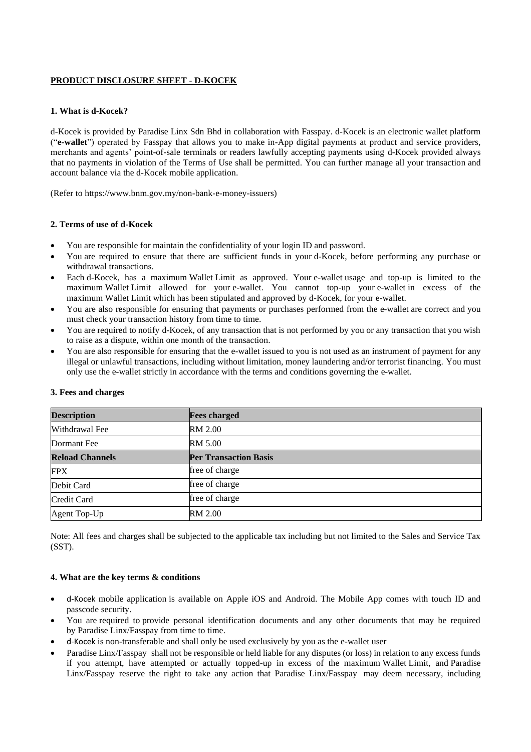**PRODUCT DISCLOSURE SHEET - D-KOCEK**

**1. What is d-Kocek?**

d-Kocek is provided by Paradise Linx Sdn Bhd in collaboration with Fasspay. d-Kocek is an electronic wallet platform ("**e-wallet**") operated by Fasspay that allows you to make in-App digital payments at product and service providers, merchants and agents' point-of-sale terminals or readers lawfully accepting payments using d-Kocek provided always that no payments in violation of the Terms of Use shall be permitted. You can further manage all your transaction and account balance via the d-Kocek mobile application.

(Refer to https://www.bnm.gov.my/non-bank-e-money-issuers)

**2. Terms of use of d-Kocek**

- You are responsible for maintain the confidentiality of your login ID and password.
- You are required to ensure that there are sufficient funds in your d-Kocek, before performing any purchase or withdrawal transactions.
- Each d-Kocek, has a maximum Wallet Limit as approved. Your e-wallet usage and top-up is limited to the maximum Wallet Limit allowed for your e-wallet. You cannot top-up your e-wallet in excess of the maximum Wallet Limit which has been stipulated and approved by d-Kocek, for your e-wallet.
- You are also responsible for ensuring that payments or purchases performed from the e-wallet are correct and you must check your transaction history from time to time.
- You are required to notify d-Kocek, of any transaction that is not performed by you or any transaction that you wish to raise as a dispute, within one month of the transaction.
- You are also responsible for ensuring that the e-wallet issued to you is not used as an instrument of payment for any illegal or unlawful transactions, including without limitation, money laundering and/or terrorist financing. You must only use the e-wallet strictly in accordance with the terms and conditions governing the e-wallet.

**3. Fees and charges**

| **Description** | **Fees charged** |
|---|---|
| Withdrawal Fee | RM 2.00 |
| Dormant Fee | RM 5.00 |
| **Reload Channels** | **Per Transaction Basis** |
| FPX | free of charge |
| Debit Card | free of charge |
| Credit Card | free of charge |
| Agent Top-Up | RM 2.00 |

Note: All fees and charges shall be subjected to the applicable tax including but not limited to the Sales and Service Tax (SST).

**4. What are the key terms & conditions**

- d-Kocek mobile application is available on Apple iOS and Android. The Mobile App comes with touch ID and passcode security.
- You are required to provide personal identification documents and any other documents that may be required by Paradise Linx/Fasspay from time to time.
- d-Kocek is non-transferable and shall only be used exclusively by you as the e-wallet user
- Paradise Linx/Fasspay shall not be responsible or held liable for any disputes (or loss) in relation to any excess funds if you attempt, have attempted or actually topped-up in excess of the maximum Wallet Limit, and Paradise Linx/Fasspay reserve the right to take any action that Paradise Linx/Fasspay may deem necessary, including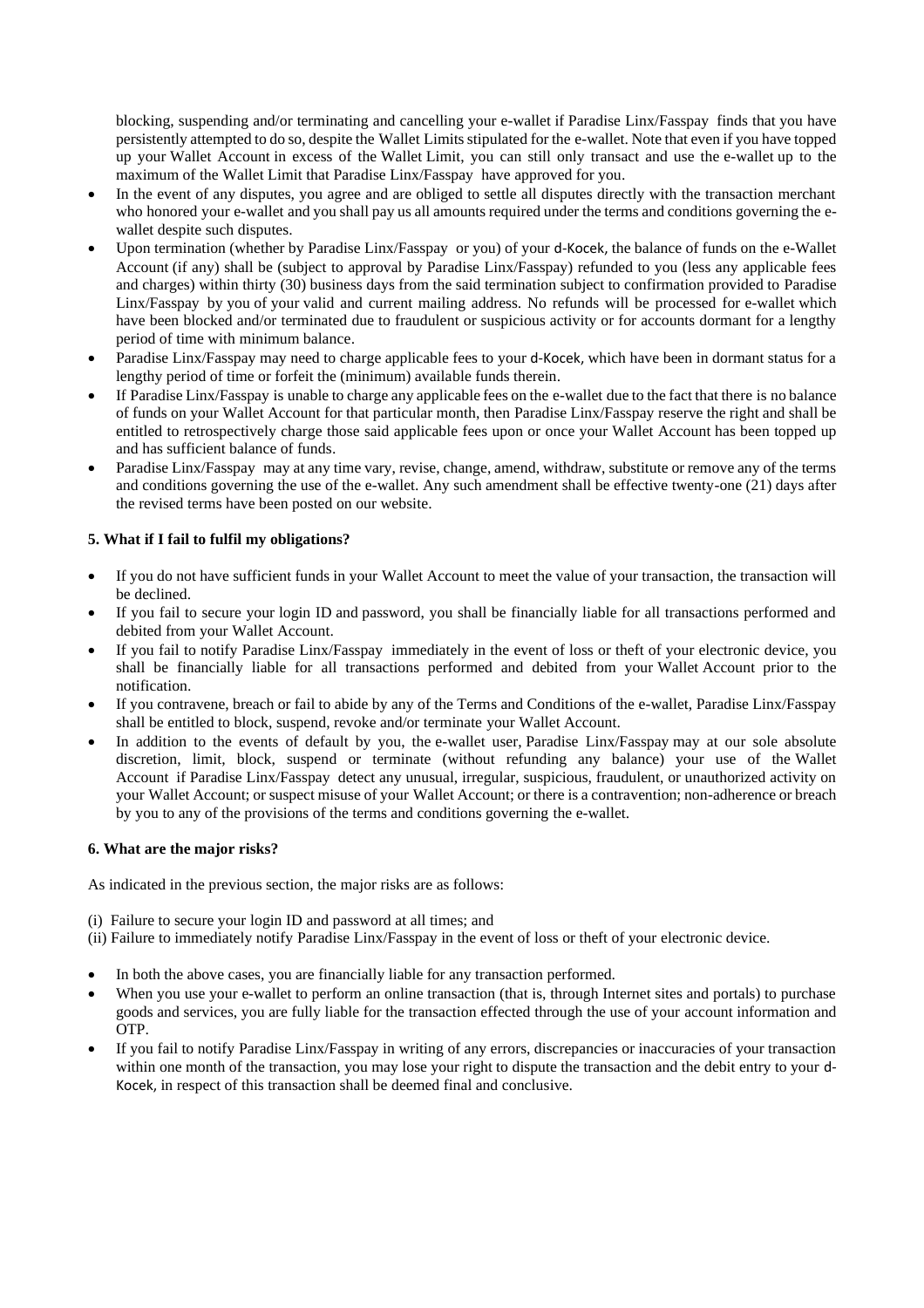blocking, suspending and/or terminating and cancelling your e-wallet if Paradise Linx/Fasspay finds that you have persistently attempted to do so, despite the Wallet Limits stipulated for the e-wallet. Note that even if you have topped up your Wallet Account in excess of the Wallet Limit, you can still only transact and use the e-wallet up to the maximum of the Wallet Limit that Paradise Linx/Fasspay have approved for you.

- In the event of any disputes, you agree and are obliged to settle all disputes directly with the transaction merchant who honored your e-wallet and you shall pay us all amounts required under the terms and conditions governing the e-wallet despite such disputes.
- Upon termination (whether by Paradise Linx/Fasspay or you) of your d-Kocek, the balance of funds on the e-Wallet Account (if any) shall be (subject to approval by Paradise Linx/Fasspay) refunded to you (less any applicable fees and charges) within thirty (30) business days from the said termination subject to confirmation provided to Paradise Linx/Fasspay by you of your valid and current mailing address. No refunds will be processed for e-wallet which have been blocked and/or terminated due to fraudulent or suspicious activity or for accounts dormant for a lengthy period of time with minimum balance.
- Paradise Linx/Fasspay may need to charge applicable fees to your d-Kocek, which have been in dormant status for a lengthy period of time or forfeit the (minimum) available funds therein.
- If Paradise Linx/Fasspay is unable to charge any applicable fees on the e-wallet due to the fact that there is no balance of funds on your Wallet Account for that particular month, then Paradise Linx/Fasspay reserve the right and shall be entitled to retrospectively charge those said applicable fees upon or once your Wallet Account has been topped up and has sufficient balance of funds.
- Paradise Linx/Fasspay may at any time vary, revise, change, amend, withdraw, substitute or remove any of the terms and conditions governing the use of the e-wallet. Any such amendment shall be effective twenty-one (21) days after the revised terms have been posted on our website.

**5. What if I fail to fulfil my obligations?**

- If you do not have sufficient funds in your Wallet Account to meet the value of your transaction, the transaction will be declined.
- If you fail to secure your login ID and password, you shall be financially liable for all transactions performed and debited from your Wallet Account.
- If you fail to notify Paradise Linx/Fasspay immediately in the event of loss or theft of your electronic device, you shall be financially liable for all transactions performed and debited from your Wallet Account prior to the notification.
- If you contravene, breach or fail to abide by any of the Terms and Conditions of the e-wallet, Paradise Linx/Fasspay shall be entitled to block, suspend, revoke and/or terminate your Wallet Account.
- In addition to the events of default by you, the e-wallet user, Paradise Linx/Fasspay may at our sole absolute discretion, limit, block, suspend or terminate (without refunding any balance) your use of the Wallet Account if Paradise Linx/Fasspay detect any unusual, irregular, suspicious, fraudulent, or unauthorized activity on your Wallet Account; or suspect misuse of your Wallet Account; or there is a contravention; non-adherence or breach by you to any of the provisions of the terms and conditions governing the e-wallet.

**6. What are the major risks?**

As indicated in the previous section, the major risks are as follows:

(i) Failure to secure your login ID and password at all times; and
(ii) Failure to immediately notify Paradise Linx/Fasspay in the event of loss or theft of your electronic device.

- In both the above cases, you are financially liable for any transaction performed.
- When you use your e-wallet to perform an online transaction (that is, through Internet sites and portals) to purchase goods and services, you are fully liable for the transaction effected through the use of your account information and OTP.
- If you fail to notify Paradise Linx/Fasspay in writing of any errors, discrepancies or inaccuracies of your transaction within one month of the transaction, you may lose your right to dispute the transaction and the debit entry to your d-Kocek, in respect of this transaction shall be deemed final and conclusive.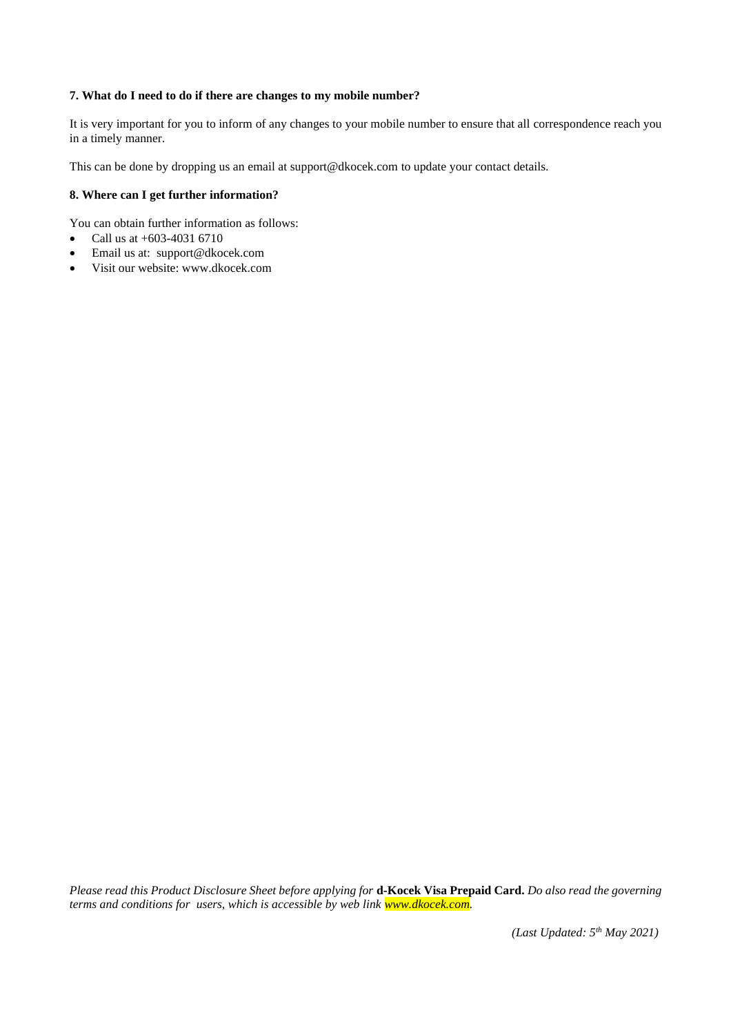**7. What do I need to do if there are changes to my mobile number?**

It is very important for you to inform of any changes to your mobile number to ensure that all correspondence reach you in a timely manner.

This can be done by dropping us an email at support@dkocek.com to update your contact details.

**8. Where can I get further information?**

You can obtain further information as follows:

- Call us at +603-4031 6710
- Email us at: support@dkocek.com
- Visit our website: www.dkocek.com

*Please read this Product Disclosure Sheet before applying for* **d-Kocek Visa Prepaid Card.** *Do also read the governing terms and conditions for users, which is accessible by web link www.dkocek.com.*

*(Last Updated: 5th May 2021)*